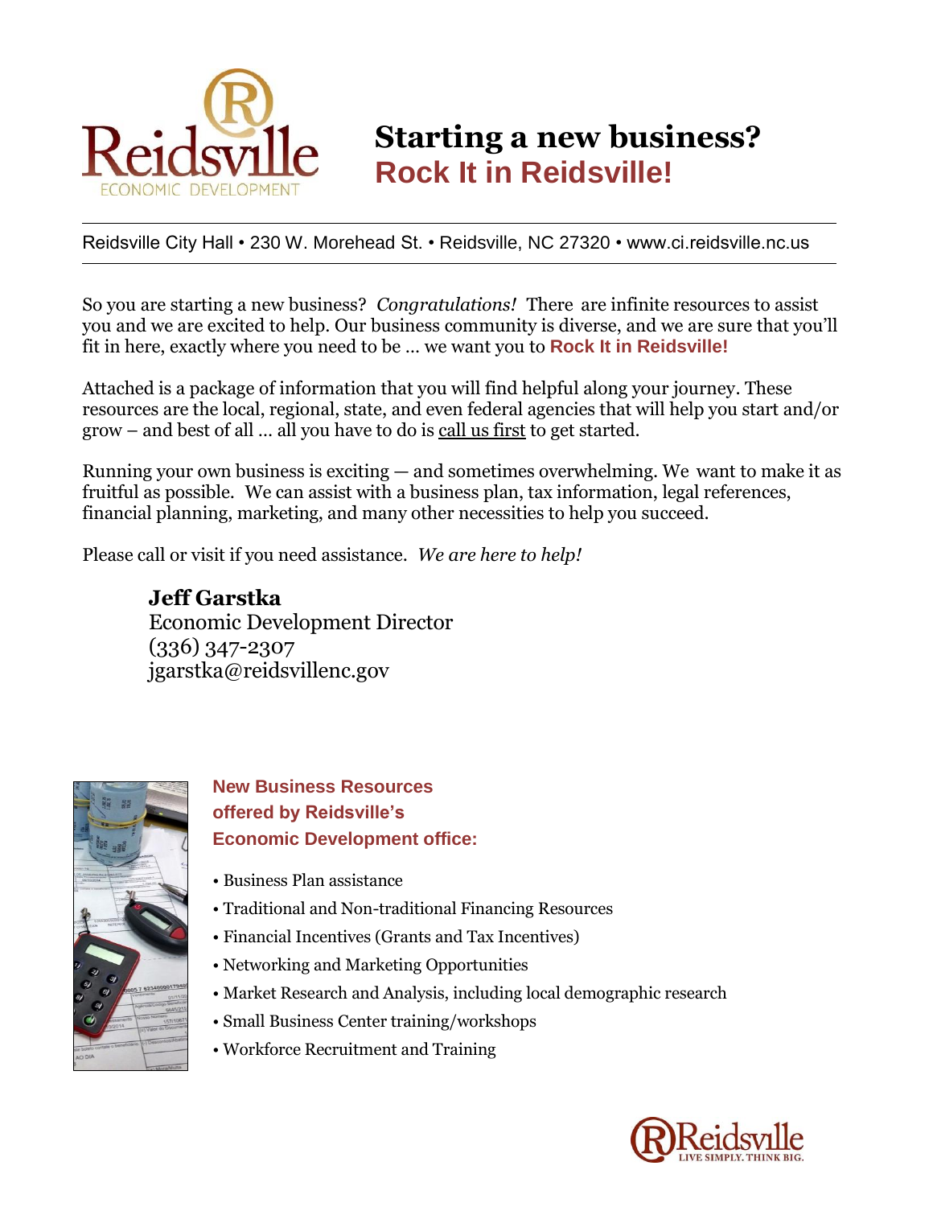# Starting a new business?

## Rock It in Reidsville!

Reidsville City Hall • 230 W. Morehead St. • Reidsville, NC 27320 • www.ci.reidsville.nc.us

So you are starting a new business? *Congratulations!* There are infinite resources to assist you and we are excited to help. Our business community is diverse, and we are sure that you'll fit in here, exactly where you need to be … we want you to **Rock It in Reidsville!**

Attached is a package of information that you will find helpful along your journey. These resources are the local, regional, state, and even federal agencies that will help you start and/or grow – and best of all … all you have to do is call us first to get started.

Running your own business is exciting — and sometimes overwhelming. We want to make it as fruitful as possible. We can assist with a business plan, tax information, legal references, financial planning, marketing, and many other necessities to help you succeed.

Please call or visit if you need assistance. *We are here to help!*

**Jeff Garstka**
Economic Development Director
(336) 347-2307
jgarstka@reidsvillenc.gov

### New Business Resources offered by Reidsville's Economic Development office:

- Business Plan assistance
- Traditional and Non-traditional Financing Resources
- Financial Incentives (Grants and Tax Incentives)
- Networking and Marketing Opportunities
- Market Research and Analysis, including local demographic research
- Small Business Center training/workshops
- Workforce Recruitment and Training

Reidsville LIVE SIMPLY. THINK BIG.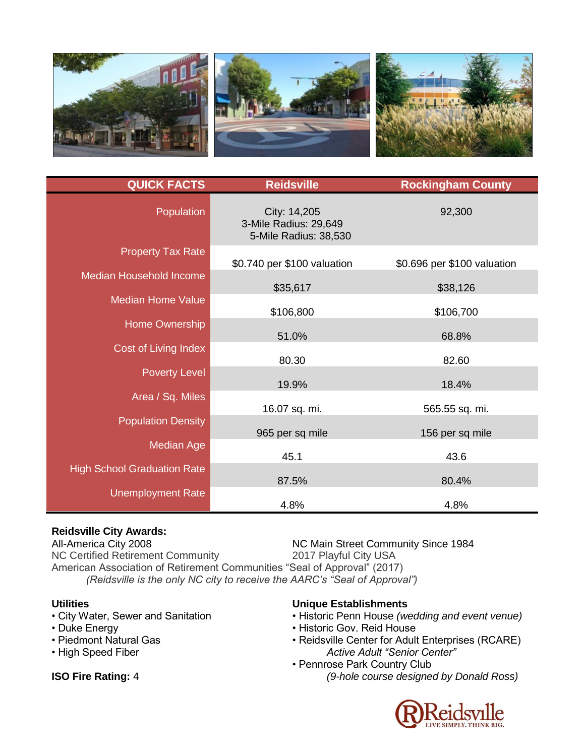| QUICK FACTS | Reidsville | Rockingham County |
|---|---|---|
| Population | City: 14,205<br>3-Mile Radius: 29,649<br>5-Mile Radius: 38,530 | 92,300 |
| Property Tax Rate | $0.740 per $100 valuation | $0.696 per $100 valuation |
| Median Household Income | $35,617 | $38,126 |
| Median Home Value | $106,800 | $106,700 |
| Home Ownership | 51.0% | 68.8% |
| Cost of Living Index | 80.30 | 82.60 |
| Poverty Level | 19.9% | 18.4% |
| Area / Sq. Miles | 16.07 sq. mi. | 565.55 sq. mi. |
| Population Density | 965 per sq mile | 156 per sq mile |
| Median Age | 45.1 | 43.6 |
| High School Graduation Rate | 87.5% | 80.4% |
| Unemployment Rate | 4.8% | 4.8% |

**Reidsville City Awards:**

All-America City 2008

NC Main Street Community Since 1984

NC Certified Retirement Community

2017 Playful City USA

American Association of Retirement Communities "Seal of Approval" (2017)

*(Reidsville is the only NC city to receive the AARC's "Seal of Approval")*

**Utilities**

- City Water, Sewer and Sanitation
- Duke Energy
- Piedmont Natural Gas
- High Speed Fiber

**ISO Fire Rating:** 4

**Unique Establishments**

- Historic Penn House *(wedding and event venue)*
- Historic Gov. Reid House
- Reidsville Center for Adult Enterprises (RCARE)
  *Active Adult "Senior Center"*
- Pennrose Park Country Club
  *(9-hole course designed by Donald Ross)*

Reidsville
LIVE SIMPLY. THINK BIG.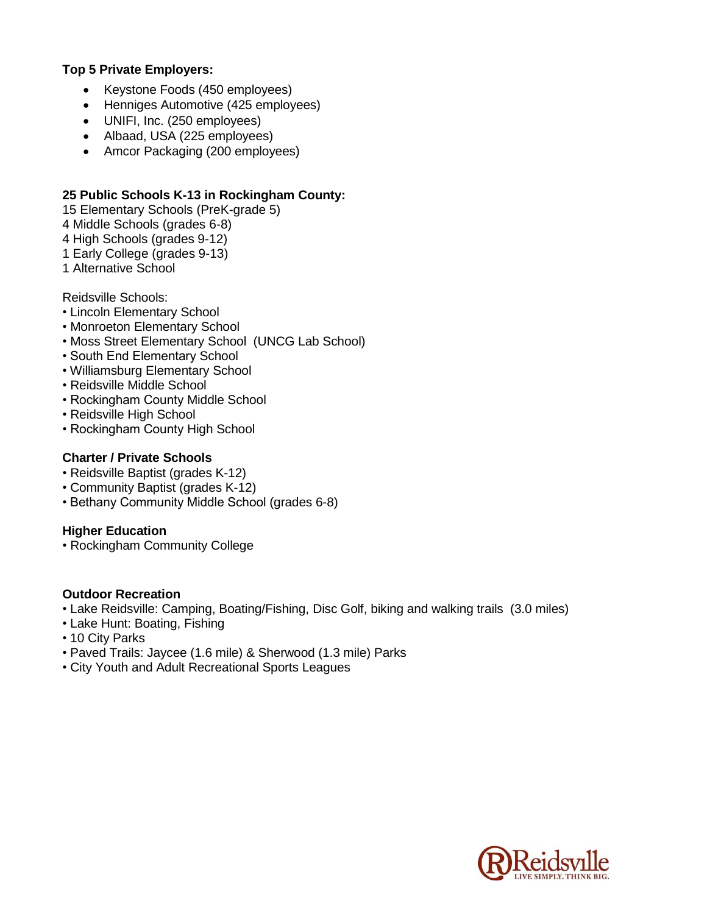**Top 5 Private Employers:**

- Keystone Foods (450 employees)
- Henniges Automotive (425 employees)
- UNIFI, Inc. (250 employees)
- Albaad, USA (225 employees)
- Amcor Packaging (200 employees)

**25 Public Schools K-13 in Rockingham County:**

15 Elementary Schools (PreK-grade 5)
4 Middle Schools (grades 6-8)
4 High Schools (grades 9-12)
1 Early College (grades 9-13)
1 Alternative School

Reidsville Schools:

- Lincoln Elementary School
- Monroeton Elementary School
- Moss Street Elementary School (UNCG Lab School)
- South End Elementary School
- Williamsburg Elementary School
- Reidsville Middle School
- Rockingham County Middle School
- Reidsville High School
- Rockingham County High School

**Charter / Private Schools**

- Reidsville Baptist (grades K-12)
- Community Baptist (grades K-12)
- Bethany Community Middle School (grades 6-8)

**Higher Education**

- Rockingham Community College

**Outdoor Recreation**

- Lake Reidsville: Camping, Boating/Fishing, Disc Golf, biking and walking trails (3.0 miles)
- Lake Hunt: Boating, Fishing
- 10 City Parks
- Paved Trails: Jaycee (1.6 mile) & Sherwood (1.3 mile) Parks
- City Youth and Adult Recreational Sports Leagues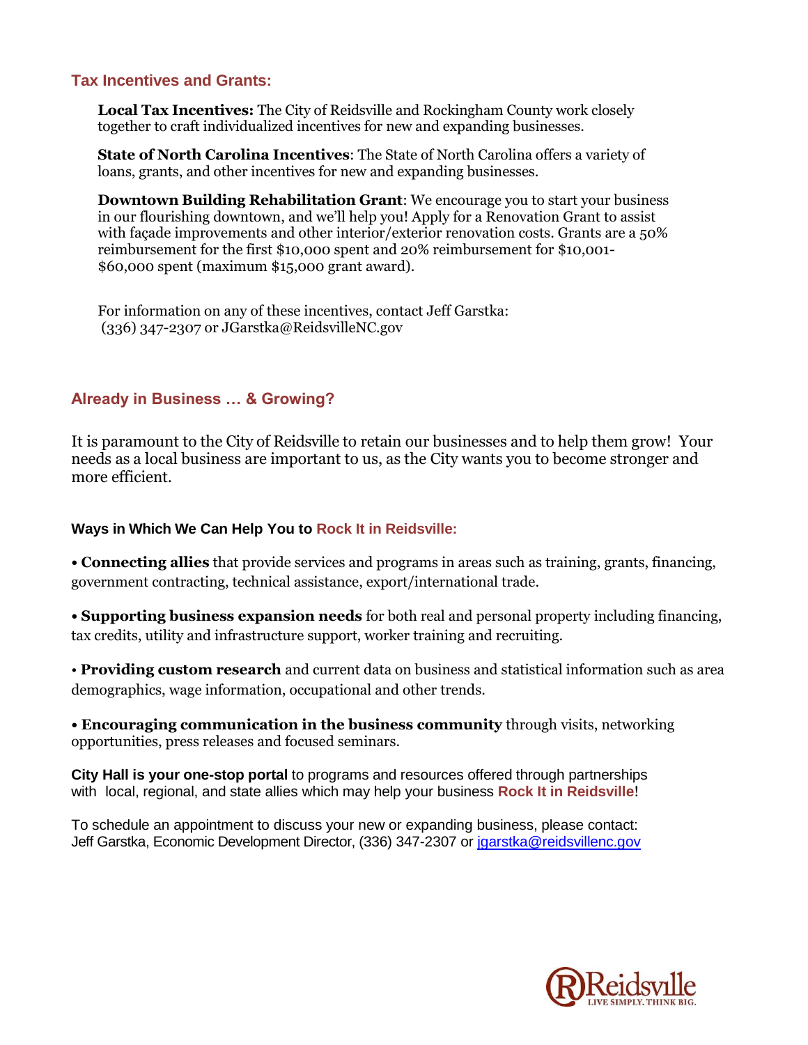## Tax Incentives and Grants:

**Local Tax Incentives:** The City of Reidsville and Rockingham County work closely together to craft individualized incentives for new and expanding businesses.

**State of North Carolina Incentives**: The State of North Carolina offers a variety of loans, grants, and other incentives for new and expanding businesses.

**Downtown Building Rehabilitation Grant**: We encourage you to start your business in our flourishing downtown, and we'll help you! Apply for a Renovation Grant to assist with façade improvements and other interior/exterior renovation costs. Grants are a 50% reimbursement for the first $10,000 spent and 20% reimbursement for $10,001-$60,000 spent (maximum $15,000 grant award).

For information on any of these incentives, contact Jeff Garstka:
(336) 347-2307 or JGarstka@ReidsvilleNC.gov

## Already in Business … & Growing?

It is paramount to the City of Reidsville to retain our businesses and to help them grow! Your needs as a local business are important to us, as the City wants you to become stronger and more efficient.

### Ways in Which We Can Help You to Rock It in Reidsville:

- **Connecting allies** that provide services and programs in areas such as training, grants, financing, government contracting, technical assistance, export/international trade.
- **Supporting business expansion needs** for both real and personal property including financing, tax credits, utility and infrastructure support, worker training and recruiting.
- **Providing custom research** and current data on business and statistical information such as area demographics, wage information, occupational and other trends.
- **Encouraging communication in the business community** through visits, networking opportunities, press releases and focused seminars.

**City Hall is your one-stop portal** to programs and resources offered through partnerships with local, regional, and state allies which may help your business **Rock It in Reidsville**!

To schedule an appointment to discuss your new or expanding business, please contact:
Jeff Garstka, Economic Development Director, (336) 347-2307 or jgarstka@reidsvillenc.gov

Reidsville
LIVE SIMPLY. THINK BIG.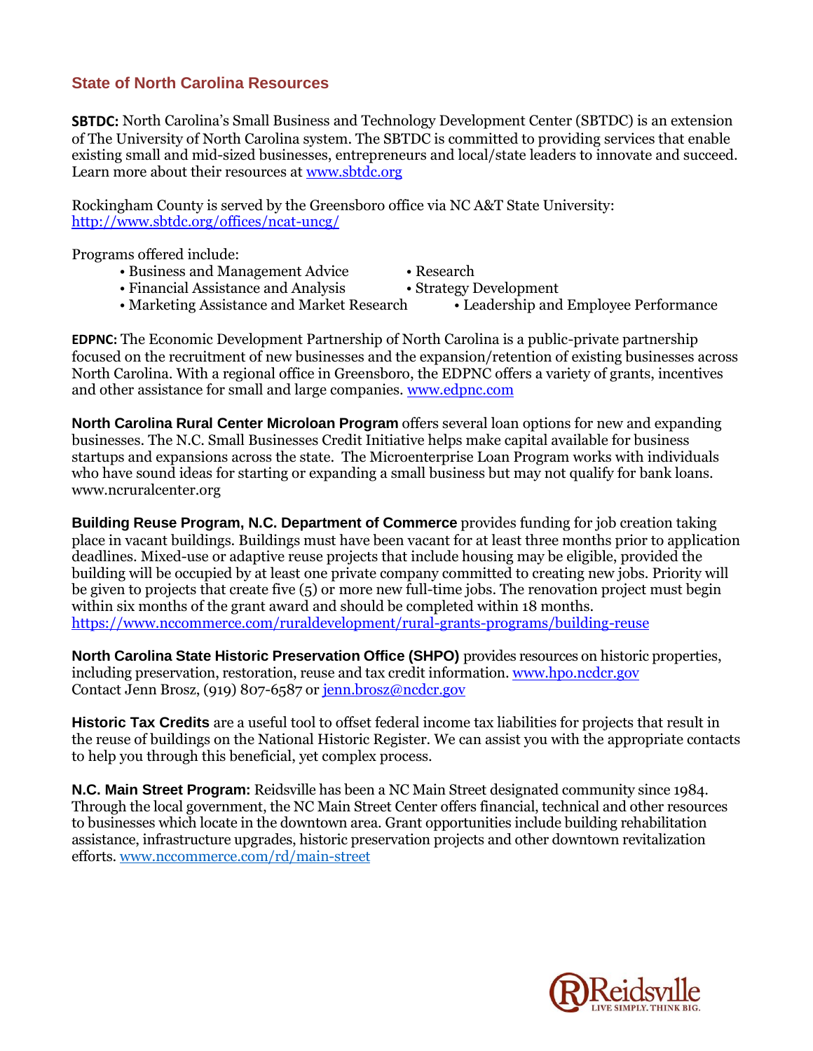## State of North Carolina Resources

**SBTDC:** North Carolina's Small Business and Technology Development Center (SBTDC) is an extension of The University of North Carolina system. The SBTDC is committed to providing services that enable existing small and mid-sized businesses, entrepreneurs and local/state leaders to innovate and succeed. Learn more about their resources at www.sbtdc.org

Rockingham County is served by the Greensboro office via NC A&T State University: http://www.sbtdc.org/offices/ncat-uncg/

Programs offered include:

- Business and Management Advice
- Financial Assistance and Analysis
- Marketing Assistance and Market Research
- Research
- Strategy Development
- Leadership and Employee Performance

**EDPNC:** The Economic Development Partnership of North Carolina is a public-private partnership focused on the recruitment of new businesses and the expansion/retention of existing businesses across North Carolina. With a regional office in Greensboro, the EDPNC offers a variety of grants, incentives and other assistance for small and large companies. www.edpnc.com

**North Carolina Rural Center Microloan Program** offers several loan options for new and expanding businesses. The N.C. Small Businesses Credit Initiative helps make capital available for business startups and expansions across the state. The Microenterprise Loan Program works with individuals who have sound ideas for starting or expanding a small business but may not qualify for bank loans. www.ncruralcenter.org

**Building Reuse Program, N.C. Department of Commerce** provides funding for job creation taking place in vacant buildings. Buildings must have been vacant for at least three months prior to application deadlines. Mixed-use or adaptive reuse projects that include housing may be eligible, provided the building will be occupied by at least one private company committed to creating new jobs. Priority will be given to projects that create five (5) or more new full-time jobs. The renovation project must begin within six months of the grant award and should be completed within 18 months. https://www.nccommerce.com/ruraldevelopment/rural-grants-programs/building-reuse

**North Carolina State Historic Preservation Office (SHPO)** provides resources on historic properties, including preservation, restoration, reuse and tax credit information. www.hpo.ncdcr.gov
Contact Jenn Brosz, (919) 807-6587 or jenn.brosz@ncdcr.gov

**Historic Tax Credits** are a useful tool to offset federal income tax liabilities for projects that result in the reuse of buildings on the National Historic Register. We can assist you with the appropriate contacts to help you through this beneficial, yet complex process.

**N.C. Main Street Program:** Reidsville has been a NC Main Street designated community since 1984. Through the local government, the NC Main Street Center offers financial, technical and other resources to businesses which locate in the downtown area. Grant opportunities include building rehabilitation assistance, infrastructure upgrades, historic preservation projects and other downtown revitalization efforts. www.nccommerce.com/rd/main-street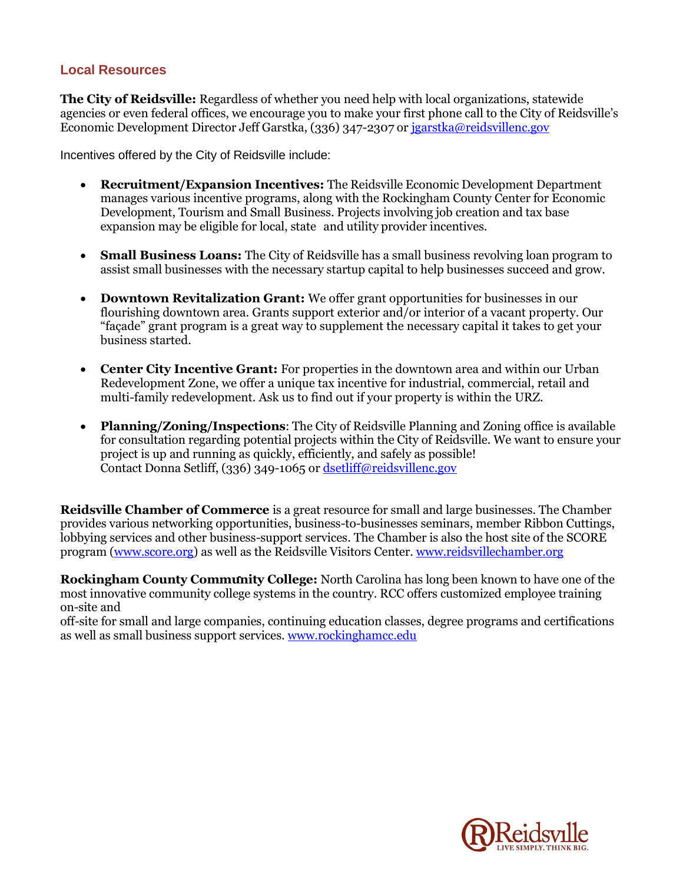## Local Resources

**The City of Reidsville:** Regardless of whether you need help with local organizations, statewide agencies or even federal offices, we encourage you to make your first phone call to the City of Reidsville's Economic Development Director Jeff Garstka, (336) 347-2307 or jgarstka@reidsvillenc.gov

Incentives offered by the City of Reidsville include:

- **Recruitment/Expansion Incentives:** The Reidsville Economic Development Department manages various incentive programs, along with the Rockingham County Center for Economic Development, Tourism and Small Business. Projects involving job creation and tax base expansion may be eligible for local, state and utility provider incentives.

- **Small Business Loans:** The City of Reidsville has a small business revolving loan program to assist small businesses with the necessary startup capital to help businesses succeed and grow.

- **Downtown Revitalization Grant:** We offer grant opportunities for businesses in our flourishing downtown area. Grants support exterior and/or interior of a vacant property. Our "façade" grant program is a great way to supplement the necessary capital it takes to get your business started.

- **Center City Incentive Grant:** For properties in the downtown area and within our Urban Redevelopment Zone, we offer a unique tax incentive for industrial, commercial, retail and multi-family redevelopment. Ask us to find out if your property is within the URZ.

- **Planning/Zoning/Inspections**: The City of Reidsville Planning and Zoning office is available for consultation regarding potential projects within the City of Reidsville. We want to ensure your project is up and running as quickly, efficiently, and safely as possible!
  Contact Donna Setliff, (336) 349-1065 or dsetliff@reidsvillenc.gov

**Reidsville Chamber of Commerce** is a great resource for small and large businesses. The Chamber provides various networking opportunities, business-to-businesses seminars, member Ribbon Cuttings, lobbying services and other business-support services. The Chamber is also the host site of the SCORE program (www.score.org) as well as the Reidsville Visitors Center. www.reidsvillechamber.org

**Rockingham County Community College:** North Carolina has long been known to have one of the most innovative community college systems in the country. RCC offers customized employee training on-site and
off-site for small and large companies, continuing education classes, degree programs and certifications as well as small business support services. www.rockinghamcc.edu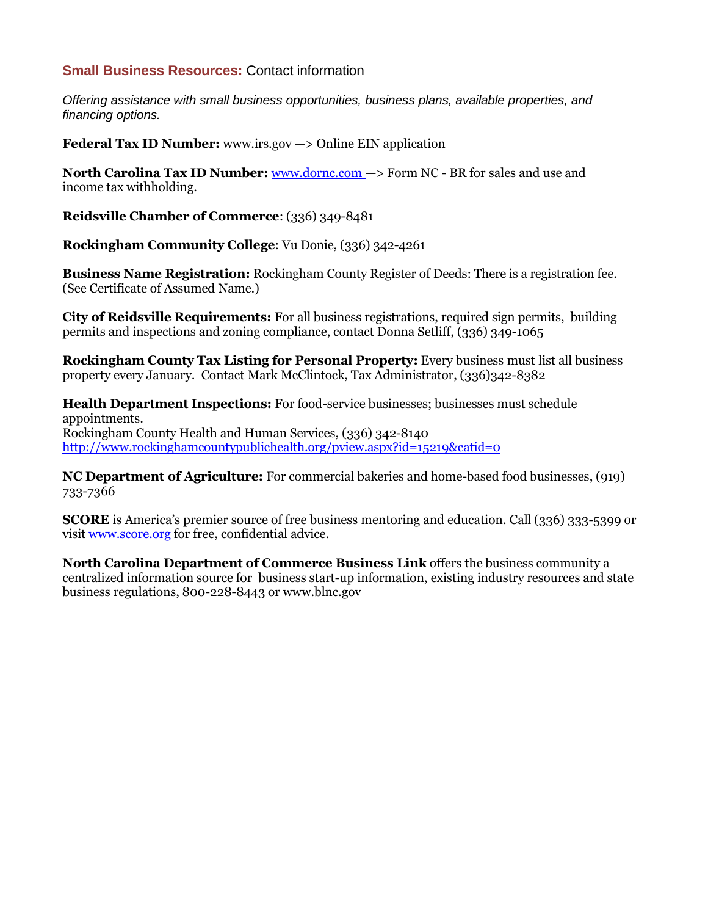## **Small Business Resources:** Contact information

*Offering assistance with small business opportunities, business plans, available properties, and financing options.*

**Federal Tax ID Number:** www.irs.gov —> Online EIN application

**North Carolina Tax ID Number:** www.dornc.com —> Form NC - BR for sales and use and income tax withholding.

**Reidsville Chamber of Commerce**: (336) 349-8481

**Rockingham Community College**: Vu Donie, (336) 342-4261

**Business Name Registration:** Rockingham County Register of Deeds: There is a registration fee. (See Certificate of Assumed Name.)

**City of Reidsville Requirements:** For all business registrations, required sign permits, building permits and inspections and zoning compliance, contact Donna Setliff, (336) 349-1065

**Rockingham County Tax Listing for Personal Property:** Every business must list all business property every January. Contact Mark McClintock, Tax Administrator, (336)342-8382

**Health Department Inspections:** For food-service businesses; businesses must schedule appointments.
Rockingham County Health and Human Services, (336) 342-8140
http://www.rockinghamcountypublichealth.org/pview.aspx?id=15219&catid=0

**NC Department of Agriculture:** For commercial bakeries and home-based food businesses, (919) 733-7366

**SCORE** is America's premier source of free business mentoring and education. Call (336) 333-5399 or visit www.score.org for free, confidential advice.

**North Carolina Department of Commerce Business Link** offers the business community a centralized information source for business start-up information, existing industry resources and state business regulations, 800-228-8443 or www.blnc.gov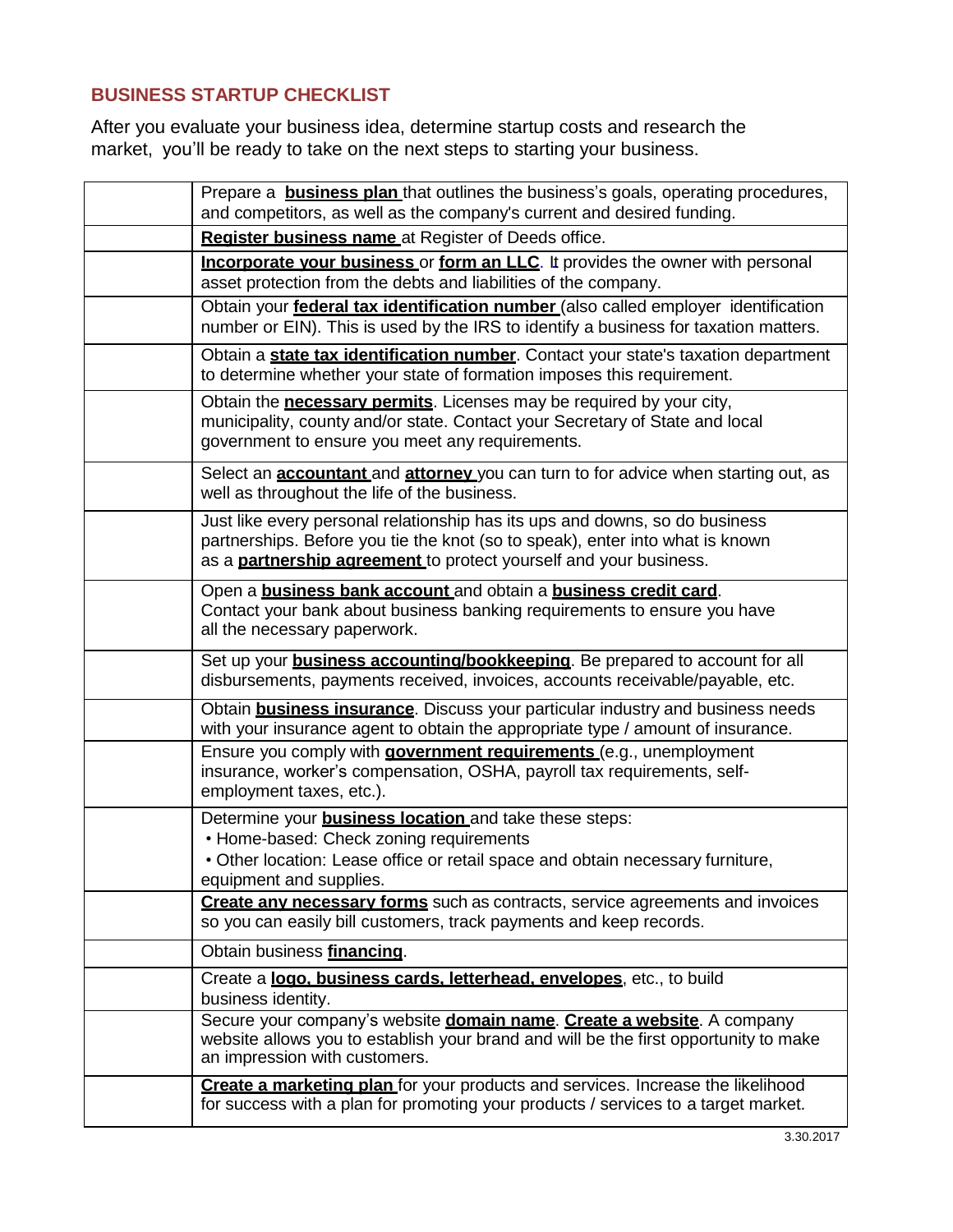## BUSINESS STARTUP CHECKLIST

After you evaluate your business idea, determine startup costs and research the market, you'll be ready to take on the next steps to starting your business.

| | |
|---|---|
| | Prepare a **business plan** that outlines the business's goals, operating procedures, and competitors, as well as the company's current and desired funding. |
| | **Register business name** at Register of Deeds office. |
| | **Incorporate your business** or **form an LLC**. It provides the owner with personal asset protection from the debts and liabilities of the company. |
| | Obtain your **federal tax identification number** (also called employer identification number or EIN). This is used by the IRS to identify a business for taxation matters. |
| | Obtain a **state tax identification number**. Contact your state's taxation department to determine whether your state of formation imposes this requirement. |
| | Obtain the **necessary permits**. Licenses may be required by your city, municipality, county and/or state. Contact your Secretary of State and local government to ensure you meet any requirements. |
| | Select an **accountant** and **attorney** you can turn to for advice when starting out, as well as throughout the life of the business. |
| | Just like every personal relationship has its ups and downs, so do business partnerships. Before you tie the knot (so to speak), enter into what is known as a **partnership agreement** to protect yourself and your business. |
| | Open a **business bank account** and obtain a **business credit card**. Contact your bank about business banking requirements to ensure you have all the necessary paperwork. |
| | Set up your **business accounting/bookkeeping**. Be prepared to account for all disbursements, payments received, invoices, accounts receivable/payable, etc. |
| | Obtain **business insurance**. Discuss your particular industry and business needs with your insurance agent to obtain the appropriate type / amount of insurance. |
| | Ensure you comply with **government requirements** (e.g., unemployment insurance, worker's compensation, OSHA, payroll tax requirements, self-employment taxes, etc.). |
| | Determine your **business location** and take these steps: <br>• Home-based: Check zoning requirements <br>• Other location: Lease office or retail space and obtain necessary furniture, equipment and supplies. |
| | **Create any necessary forms** such as contracts, service agreements and invoices so you can easily bill customers, track payments and keep records. |
| | Obtain business **financing**. |
| | Create a **logo, business cards, letterhead, envelopes**, etc., to build business identity. |
| | Secure your company's website **domain name**. **Create a website**. A company website allows you to establish your brand and will be the first opportunity to make an impression with customers. |
| | **Create a marketing plan** for your products and services. Increase the likelihood for success with a plan for promoting your products / services to a target market. |

3.30.2017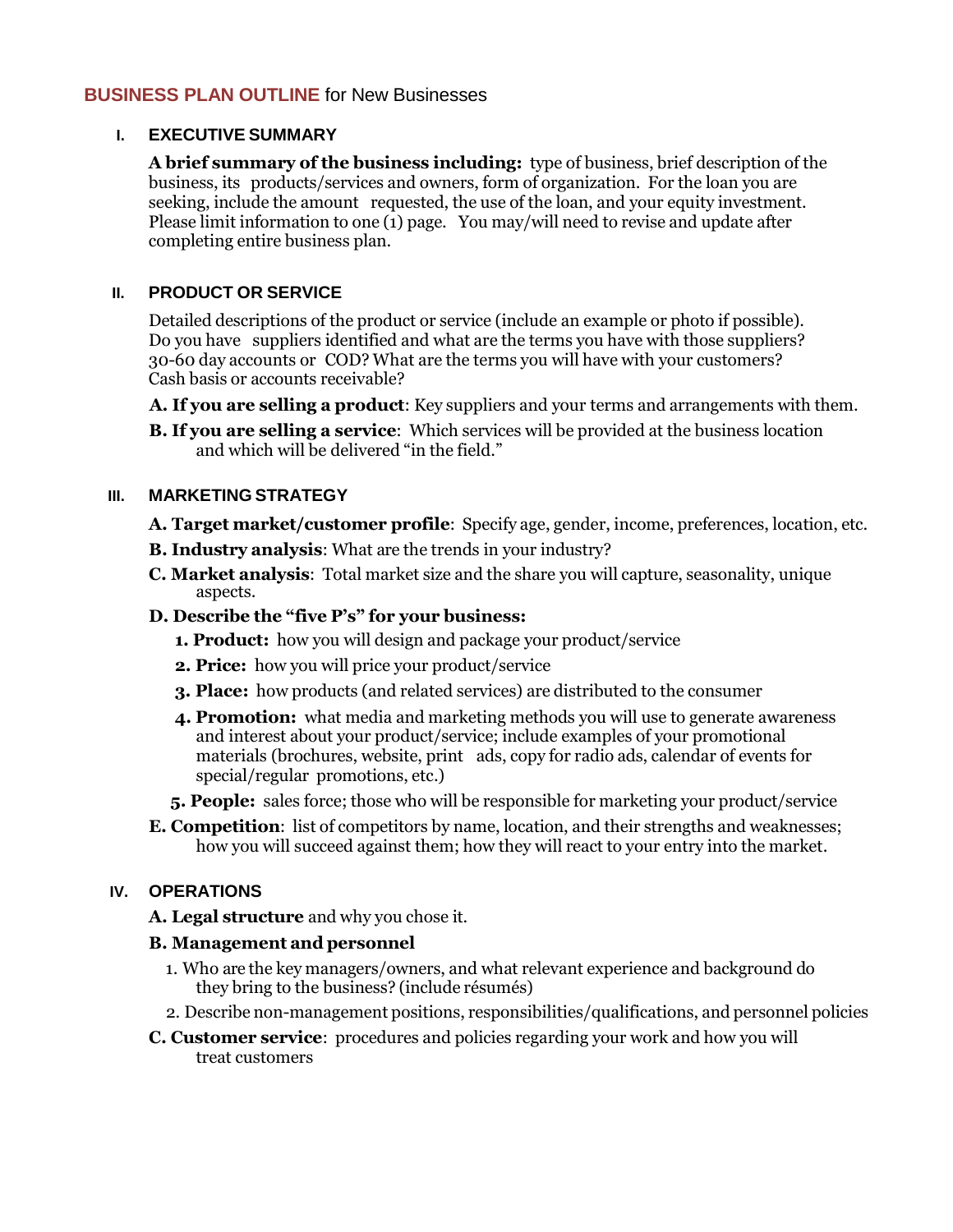## **BUSINESS PLAN OUTLINE** for New Businesses

### I. EXECUTIVE SUMMARY

**A brief summary of the business including:** type of business, brief description of the business, its products/services and owners, form of organization. For the loan you are seeking, include the amount requested, the use of the loan, and your equity investment. Please limit information to one (1) page. You may/will need to revise and update after completing entire business plan.

### II. PRODUCT OR SERVICE

Detailed descriptions of the product or service (include an example or photo if possible). Do you have suppliers identified and what are the terms you have with those suppliers? 30-60 day accounts or COD? What are the terms you will have with your customers? Cash basis or accounts receivable?

**A. If you are selling a product**: Key suppliers and your terms and arrangements with them.

**B. If you are selling a service**: Which services will be provided at the business location and which will be delivered "in the field."

### III. MARKETING STRATEGY

**A. Target market/customer profile**: Specify age, gender, income, preferences, location, etc.

**B. Industry analysis**: What are the trends in your industry?

**C. Market analysis**: Total market size and the share you will capture, seasonality, unique aspects.

**D. Describe the "five P's" for your business:**

1. **Product:** how you will design and package your product/service
2. **Price:** how you will price your product/service
3. **Place:** how products (and related services) are distributed to the consumer
4. **Promotion:** what media and marketing methods you will use to generate awareness and interest about your product/service; include examples of your promotional materials (brochures, website, print ads, copy for radio ads, calendar of events for special/regular promotions, etc.)
5. **People:** sales force; those who will be responsible for marketing your product/service

**E. Competition**: list of competitors by name, location, and their strengths and weaknesses; how you will succeed against them; how they will react to your entry into the market.

### IV. OPERATIONS

**A. Legal structure** and why you chose it.

**B. Management and personnel**

1. Who are the key managers/owners, and what relevant experience and background do they bring to the business? (include résumés)
2. Describe non-management positions, responsibilities/qualifications, and personnel policies

**C. Customer service**: procedures and policies regarding your work and how you will treat customers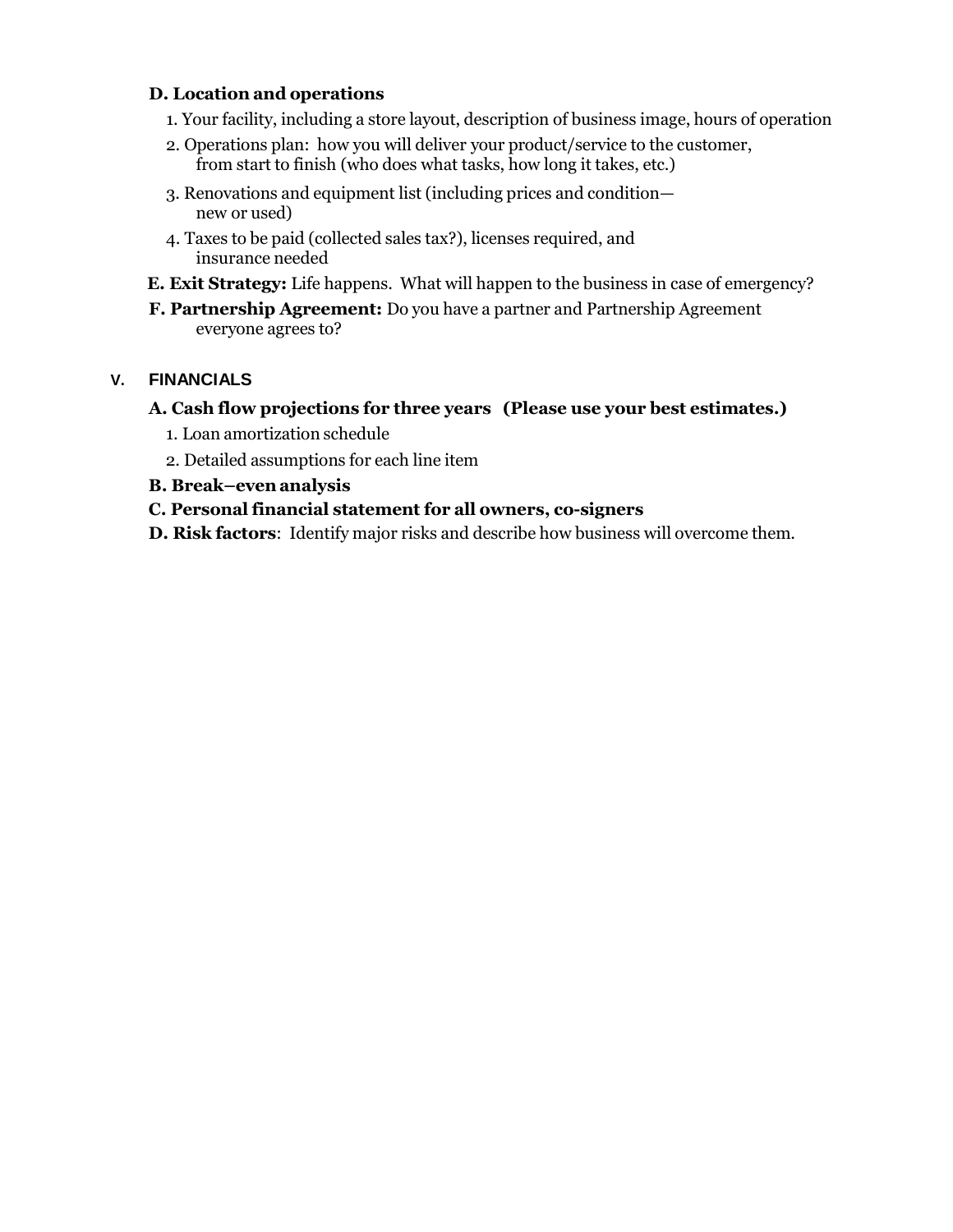**D. Location and operations**

1. Your facility, including a store layout, description of business image, hours of operation
2. Operations plan: how you will deliver your product/service to the customer, from start to finish (who does what tasks, how long it takes, etc.)
3. Renovations and equipment list (including prices and condition—new or used)
4. Taxes to be paid (collected sales tax?), licenses required, and insurance needed

**E. Exit Strategy:** Life happens. What will happen to the business in case of emergency?

**F. Partnership Agreement:** Do you have a partner and Partnership Agreement everyone agrees to?

## V. FINANCIALS

**A. Cash flow projections for three years (Please use your best estimates.)**

1. Loan amortization schedule
2. Detailed assumptions for each line item

**B. Break–even analysis**

**C. Personal financial statement for all owners, co-signers**

**D. Risk factors**: Identify major risks and describe how business will overcome them.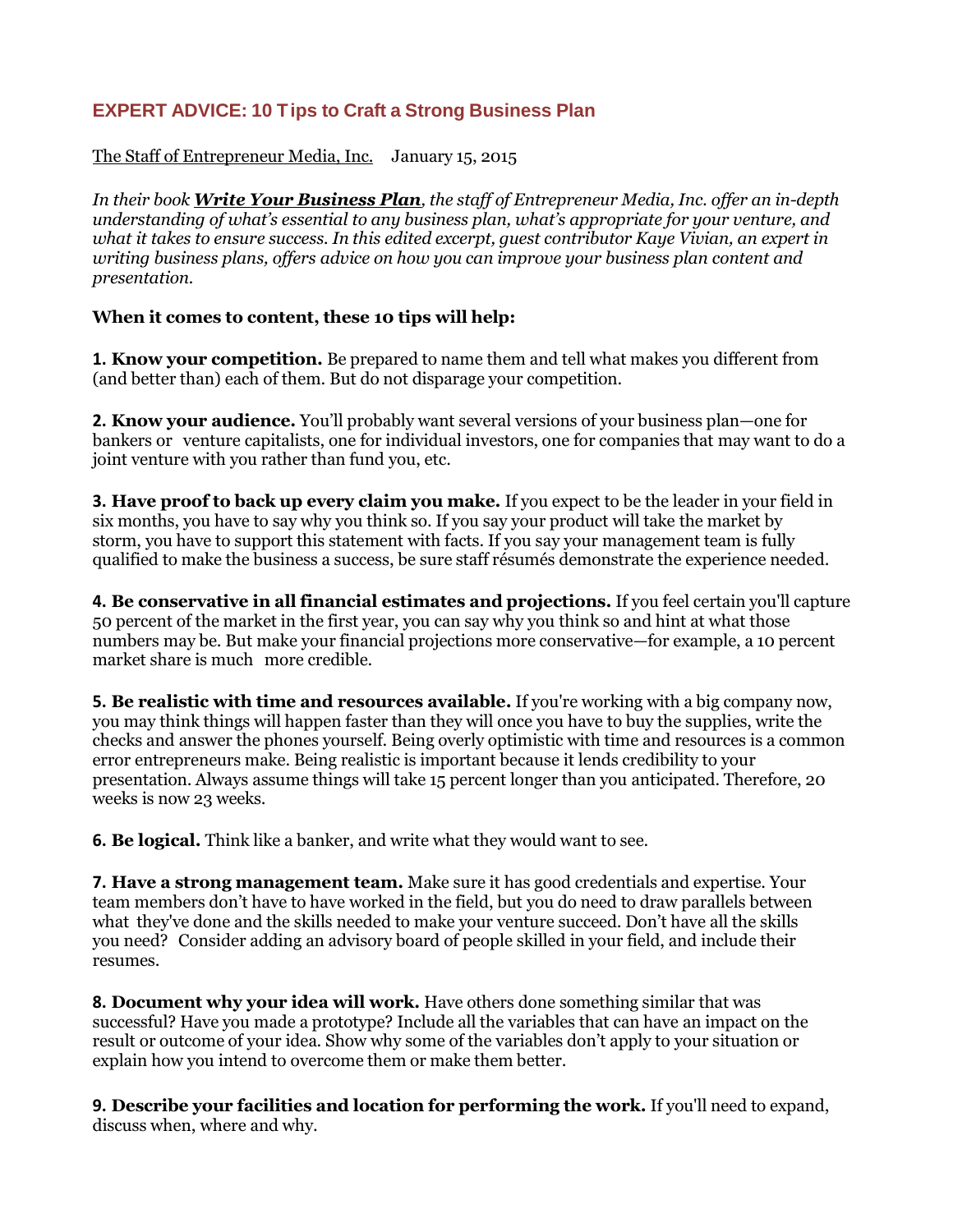## EXPERT ADVICE: 10 Tips to Craft a Strong Business Plan

The Staff of Entrepreneur Media, Inc. January 15, 2015

*In their book **Write Your Business Plan**, the staff of Entrepreneur Media, Inc. offer an in-depth understanding of what's essential to any business plan, what's appropriate for your venture, and what it takes to ensure success. In this edited excerpt, guest contributor Kaye Vivian, an expert in writing business plans, offers advice on how you can improve your business plan content and presentation.*

**When it comes to content, these 10 tips will help:**

**1. Know your competition.** Be prepared to name them and tell what makes you different from (and better than) each of them. But do not disparage your competition.

**2. Know your audience.** You'll probably want several versions of your business plan—one for bankers or venture capitalists, one for individual investors, one for companies that may want to do a joint venture with you rather than fund you, etc.

**3. Have proof to back up every claim you make.** If you expect to be the leader in your field in six months, you have to say why you think so. If you say your product will take the market by storm, you have to support this statement with facts. If you say your management team is fully qualified to make the business a success, be sure staff résumés demonstrate the experience needed.

**4. Be conservative in all financial estimates and projections.** If you feel certain you'll capture 50 percent of the market in the first year, you can say why you think so and hint at what those numbers may be. But make your financial projections more conservative—for example, a 10 percent market share is much more credible.

**5. Be realistic with time and resources available.** If you're working with a big company now, you may think things will happen faster than they will once you have to buy the supplies, write the checks and answer the phones yourself. Being overly optimistic with time and resources is a common error entrepreneurs make. Being realistic is important because it lends credibility to your presentation. Always assume things will take 15 percent longer than you anticipated. Therefore, 20 weeks is now 23 weeks.

**6. Be logical.** Think like a banker, and write what they would want to see.

**7. Have a strong management team.** Make sure it has good credentials and expertise. Your team members don't have to have worked in the field, but you do need to draw parallels between what they've done and the skills needed to make your venture succeed. Don't have all the skills you need? Consider adding an advisory board of people skilled in your field, and include their resumes.

**8. Document why your idea will work.** Have others done something similar that was successful? Have you made a prototype? Include all the variables that can have an impact on the result or outcome of your idea. Show why some of the variables don't apply to your situation or explain how you intend to overcome them or make them better.

**9. Describe your facilities and location for performing the work.** If you'll need to expand, discuss when, where and why.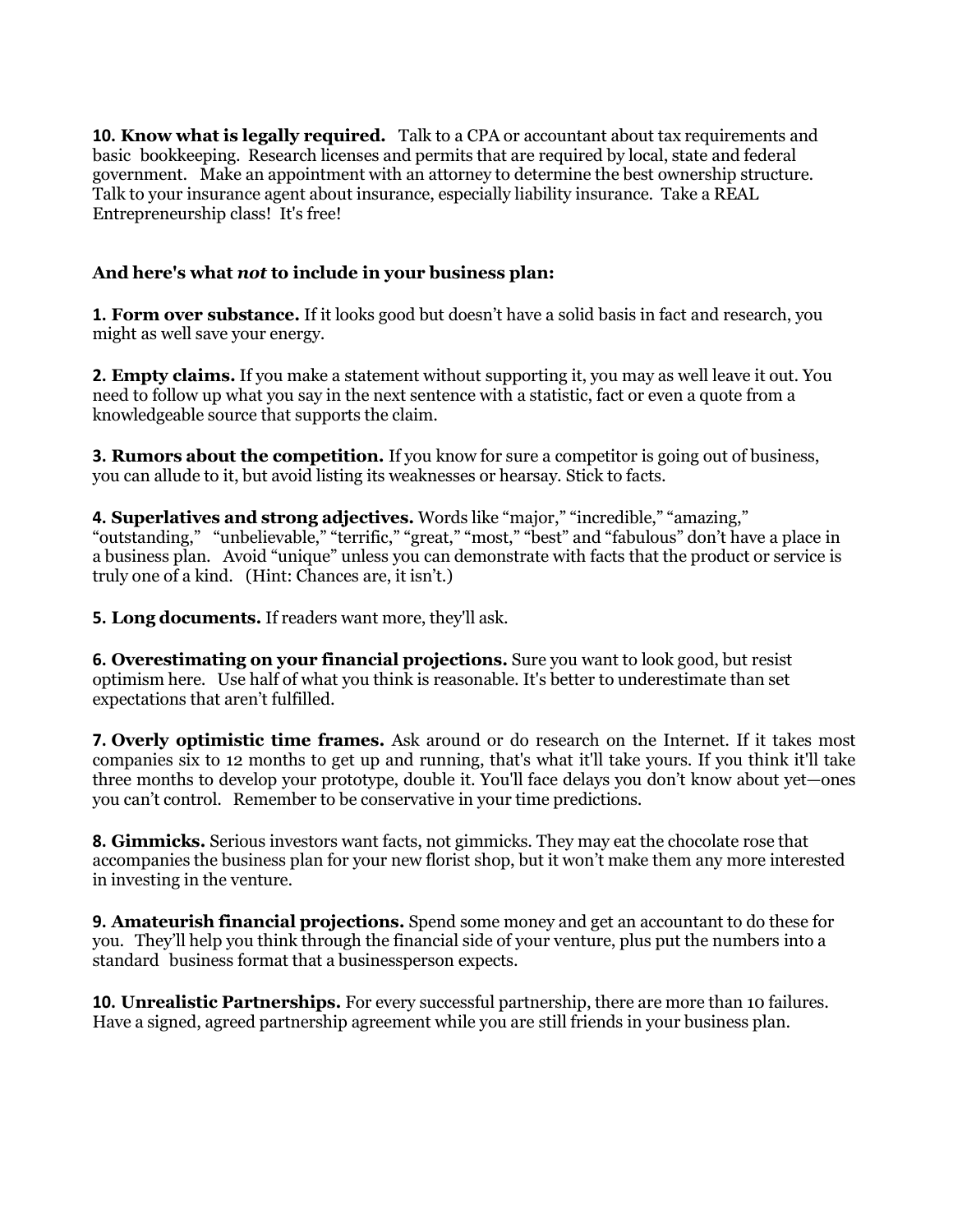**10. Know what is legally required.** Talk to a CPA or accountant about tax requirements and basic bookkeeping. Research licenses and permits that are required by local, state and federal government. Make an appointment with an attorney to determine the best ownership structure. Talk to your insurance agent about insurance, especially liability insurance. Take a REAL Entrepreneurship class! It's free!

**And here's what *not* to include in your business plan:**

**1. Form over substance.** If it looks good but doesn't have a solid basis in fact and research, you might as well save your energy.

**2. Empty claims.** If you make a statement without supporting it, you may as well leave it out. You need to follow up what you say in the next sentence with a statistic, fact or even a quote from a knowledgeable source that supports the claim.

**3. Rumors about the competition.** If you know for sure a competitor is going out of business, you can allude to it, but avoid listing its weaknesses or hearsay. Stick to facts.

**4. Superlatives and strong adjectives.** Words like "major," "incredible," "amazing," "outstanding," "unbelievable," "terrific," "great," "most," "best" and "fabulous" don't have a place in a business plan. Avoid "unique" unless you can demonstrate with facts that the product or service is truly one of a kind. (Hint: Chances are, it isn't.)

**5. Long documents.** If readers want more, they'll ask.

**6. Overestimating on your financial projections.** Sure you want to look good, but resist optimism here. Use half of what you think is reasonable. It's better to underestimate than set expectations that aren't fulfilled.

**7. Overly optimistic time frames.** Ask around or do research on the Internet. If it takes most companies six to 12 months to get up and running, that's what it'll take yours. If you think it'll take three months to develop your prototype, double it. You'll face delays you don't know about yet—ones you can't control. Remember to be conservative in your time predictions.

**8. Gimmicks.** Serious investors want facts, not gimmicks. They may eat the chocolate rose that accompanies the business plan for your new florist shop, but it won't make them any more interested in investing in the venture.

**9. Amateurish financial projections.** Spend some money and get an accountant to do these for you. They'll help you think through the financial side of your venture, plus put the numbers into a standard business format that a businessperson expects.

**10. Unrealistic Partnerships.** For every successful partnership, there are more than 10 failures. Have a signed, agreed partnership agreement while you are still friends in your business plan.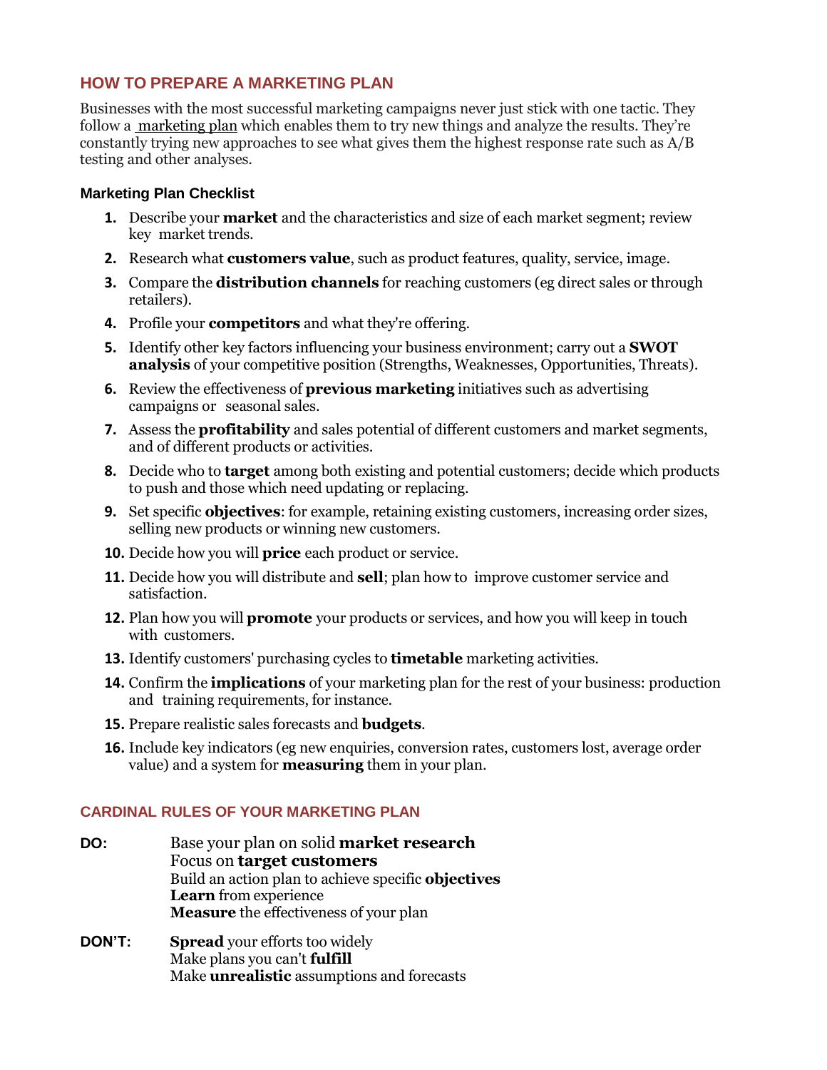## HOW TO PREPARE A MARKETING PLAN

Businesses with the most successful marketing campaigns never just stick with one tactic. They follow a marketing plan which enables them to try new things and analyze the results. They're constantly trying new approaches to see what gives them the highest response rate such as A/B testing and other analyses.

### Marketing Plan Checklist

1. Describe your **market** and the characteristics and size of each market segment; review key market trends.
2. Research what **customers value**, such as product features, quality, service, image.
3. Compare the **distribution channels** for reaching customers (eg direct sales or through retailers).
4. Profile your **competitors** and what they're offering.
5. Identify other key factors influencing your business environment; carry out a **SWOT analysis** of your competitive position (Strengths, Weaknesses, Opportunities, Threats).
6. Review the effectiveness of **previous marketing** initiatives such as advertising campaigns or seasonal sales.
7. Assess the **profitability** and sales potential of different customers and market segments, and of different products or activities.
8. Decide who to **target** among both existing and potential customers; decide which products to push and those which need updating or replacing.
9. Set specific **objectives**: for example, retaining existing customers, increasing order sizes, selling new products or winning new customers.
10. Decide how you will **price** each product or service.
11. Decide how you will distribute and **sell**; plan how to improve customer service and satisfaction.
12. Plan how you will **promote** your products or services, and how you will keep in touch with customers.
13. Identify customers' purchasing cycles to **timetable** marketing activities.
14. Confirm the **implications** of your marketing plan for the rest of your business: production and training requirements, for instance.
15. Prepare realistic sales forecasts and **budgets**.
16. Include key indicators (eg new enquiries, conversion rates, customers lost, average order value) and a system for **measuring** them in your plan.

## CARDINAL RULES OF YOUR MARKETING PLAN

**DO:**

- Base your plan on solid **market research**
- Focus on **target customers**
- Build an action plan to achieve specific **objectives**
- **Learn** from experience
- **Measure** the effectiveness of your plan

**DON'T:**

- **Spread** your efforts too widely
- Make plans you can't **fulfill**
- Make **unrealistic** assumptions and forecasts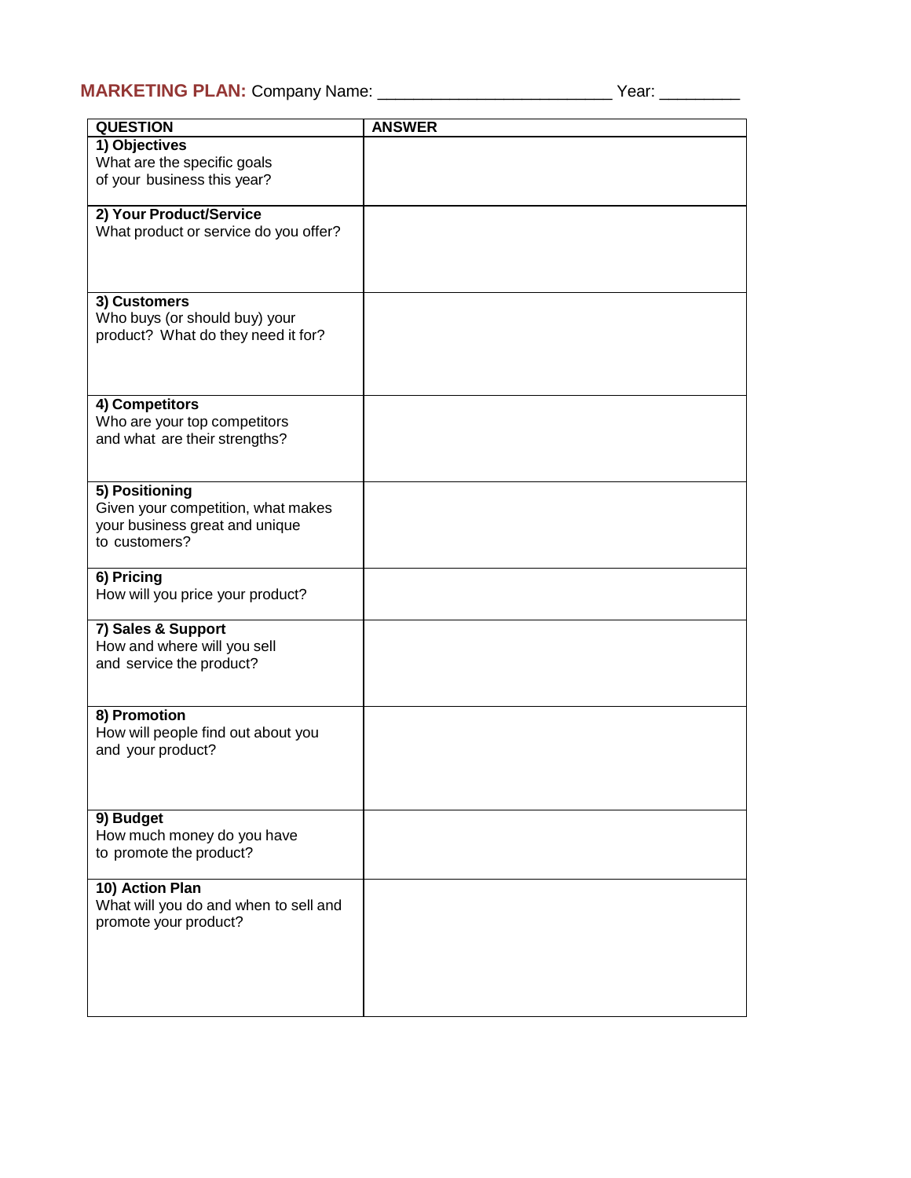**MARKETING PLAN:** Company Name: ________________________ Year: _________

| QUESTION | ANSWER |
| --- | --- |
| **1) Objectives**<br>What are the specific goals of your business this year? | |
| **2) Your Product/Service**<br>What product or service do you offer? | |
| **3) Customers**<br>Who buys (or should buy) your product? What do they need it for? | |
| **4) Competitors**<br>Who are your top competitors and what are their strengths? | |
| **5) Positioning**<br>Given your competition, what makes your business great and unique to customers? | |
| **6) Pricing**<br>How will you price your product? | |
| **7) Sales & Support**<br>How and where will you sell and service the product? | |
| **8) Promotion**<br>How will people find out about you and your product? | |
| **9) Budget**<br>How much money do you have to promote the product? | |
| **10) Action Plan**<br>What will you do and when to sell and promote your product? | |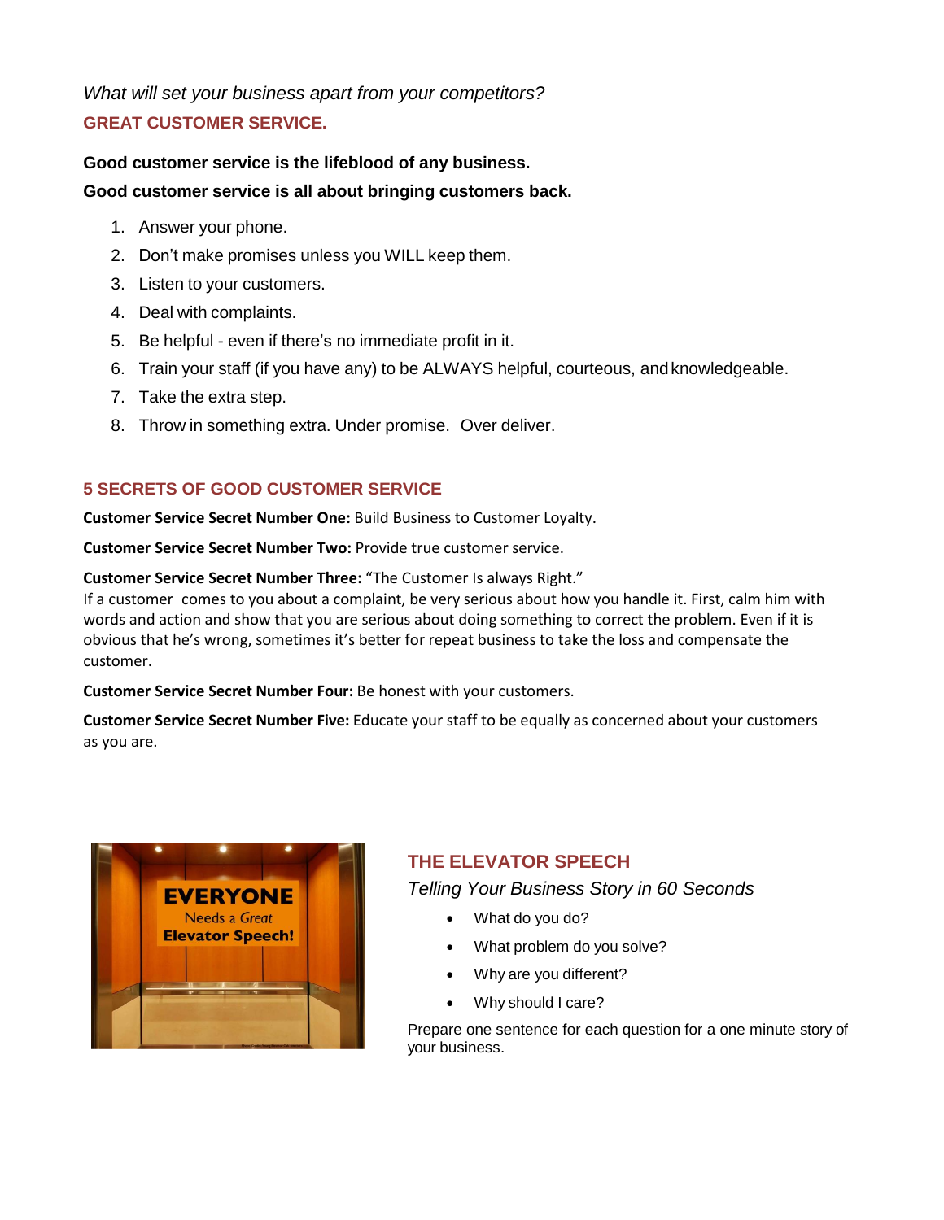*What will set your business apart from your competitors?*

## GREAT CUSTOMER SERVICE.

**Good customer service is the lifeblood of any business.**

**Good customer service is all about bringing customers back.**

1. Answer your phone.
2. Don't make promises unless you WILL keep them.
3. Listen to your customers.
4. Deal with complaints.
5. Be helpful - even if there's no immediate profit in it.
6. Train your staff (if you have any) to be ALWAYS helpful, courteous, and knowledgeable.
7. Take the extra step.
8. Throw in something extra. Under promise. Over deliver.

## 5 SECRETS OF GOOD CUSTOMER SERVICE

**Customer Service Secret Number One:** Build Business to Customer Loyalty.

**Customer Service Secret Number Two:** Provide true customer service.

**Customer Service Secret Number Three:** "The Customer Is always Right."
If a customer comes to you about a complaint, be very serious about how you handle it. First, calm him with words and action and show that you are serious about doing something to correct the problem. Even if it is obvious that he's wrong, sometimes it's better for repeat business to take the loss and compensate the customer.

**Customer Service Secret Number Four:** Be honest with your customers.

**Customer Service Secret Number Five:** Educate your staff to be equally as concerned about your customers as you are.

## THE ELEVATOR SPEECH

*Telling Your Business Story in 60 Seconds*

- What do you do?
- What problem do you solve?
- Why are you different?
- Why should I care?

Prepare one sentence for each question for a one minute story of your business.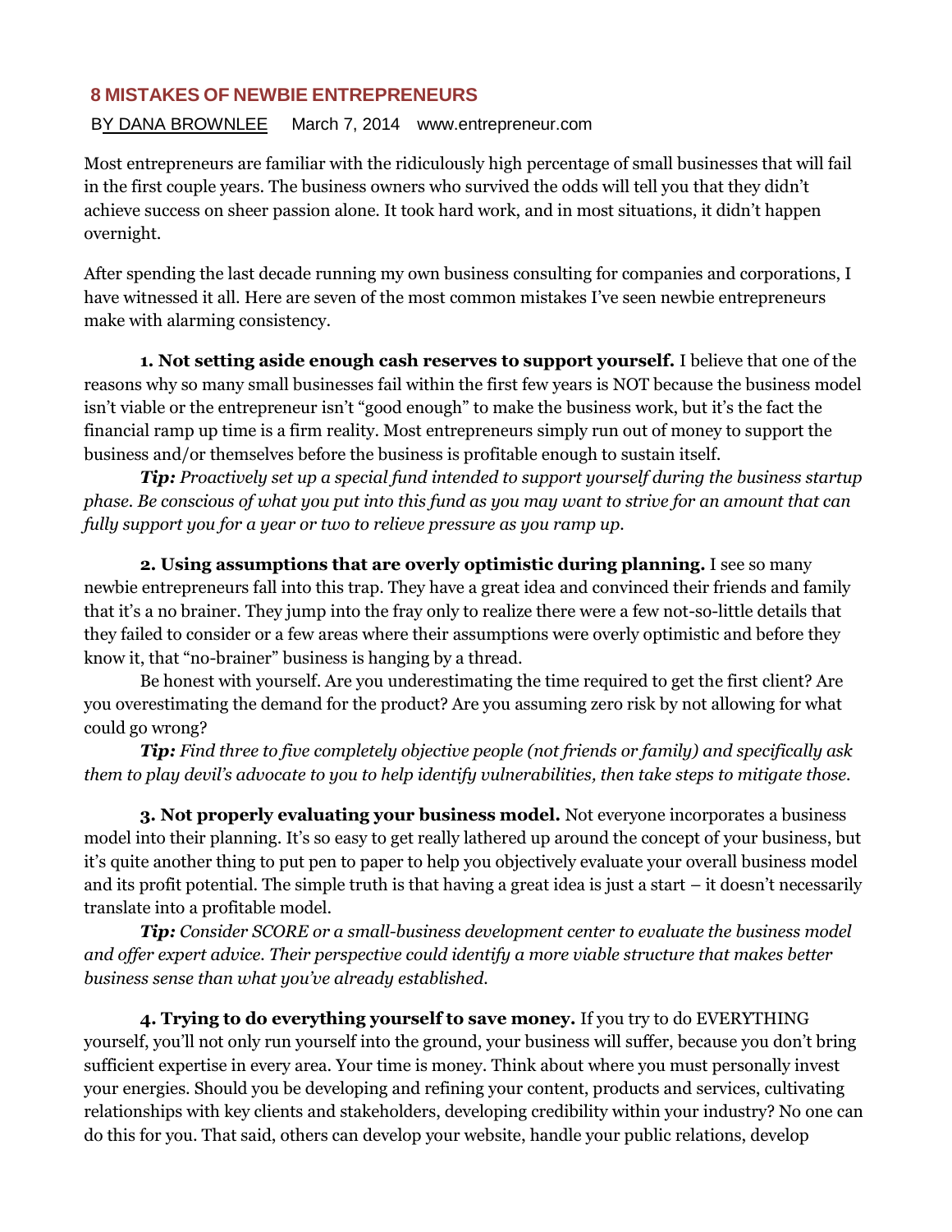## 8 MISTAKES OF NEWBIE ENTREPRENEURS

BY DANA BROWNLEE     March 7, 2014     www.entrepreneur.com

Most entrepreneurs are familiar with the ridiculously high percentage of small businesses that will fail in the first couple years. The business owners who survived the odds will tell you that they didn't achieve success on sheer passion alone. It took hard work, and in most situations, it didn't happen overnight.

After spending the last decade running my own business consulting for companies and corporations, I have witnessed it all. Here are seven of the most common mistakes I've seen newbie entrepreneurs make with alarming consistency.

**1. Not setting aside enough cash reserves to support yourself.** I believe that one of the reasons why so many small businesses fail within the first few years is NOT because the business model isn't viable or the entrepreneur isn't "good enough" to make the business work, but it's the fact the financial ramp up time is a firm reality. Most entrepreneurs simply run out of money to support the business and/or themselves before the business is profitable enough to sustain itself.

***Tip:*** *Proactively set up a special fund intended to support yourself during the business startup phase. Be conscious of what you put into this fund as you may want to strive for an amount that can fully support you for a year or two to relieve pressure as you ramp up.*

**2. Using assumptions that are overly optimistic during planning.** I see so many newbie entrepreneurs fall into this trap. They have a great idea and convinced their friends and family that it's a no brainer. They jump into the fray only to realize there were a few not-so-little details that they failed to consider or a few areas where their assumptions were overly optimistic and before they know it, that "no-brainer" business is hanging by a thread.

Be honest with yourself. Are you underestimating the time required to get the first client? Are you overestimating the demand for the product? Are you assuming zero risk by not allowing for what could go wrong?

***Tip:*** *Find three to five completely objective people (not friends or family) and specifically ask them to play devil's advocate to you to help identify vulnerabilities, then take steps to mitigate those.*

**3. Not properly evaluating your business model.** Not everyone incorporates a business model into their planning. It's so easy to get really lathered up around the concept of your business, but it's quite another thing to put pen to paper to help you objectively evaluate your overall business model and its profit potential. The simple truth is that having a great idea is just a start – it doesn't necessarily translate into a profitable model.

***Tip:*** *Consider SCORE or a small-business development center to evaluate the business model and offer expert advice. Their perspective could identify a more viable structure that makes better business sense than what you've already established.*

**4. Trying to do everything yourself to save money.** If you try to do EVERYTHING yourself, you'll not only run yourself into the ground, your business will suffer, because you don't bring sufficient expertise in every area. Your time is money. Think about where you must personally invest your energies. Should you be developing and refining your content, products and services, cultivating relationships with key clients and stakeholders, developing credibility within your industry? No one can do this for you. That said, others can develop your website, handle your public relations, develop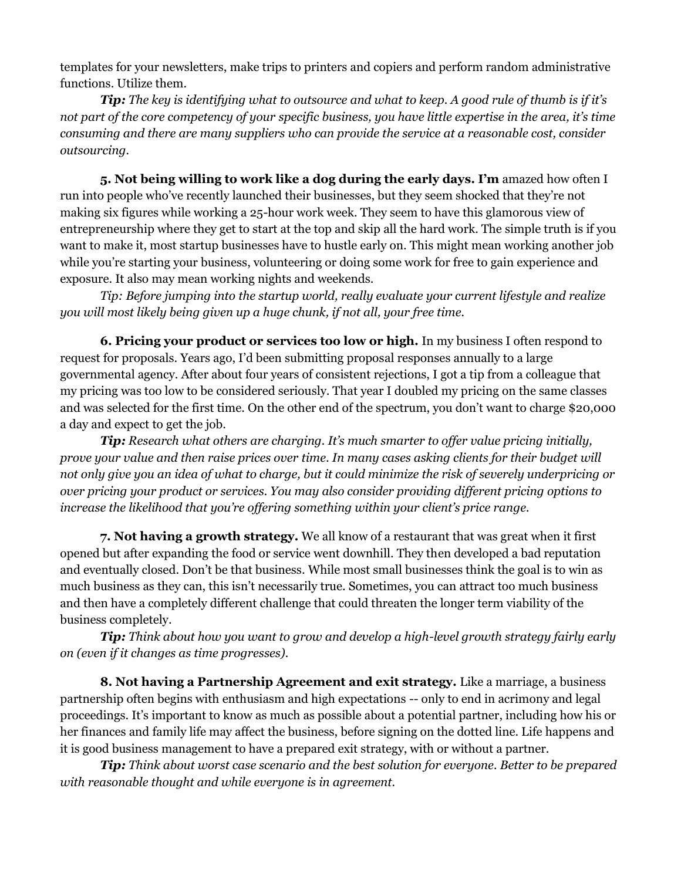templates for your newsletters, make trips to printers and copiers and perform random administrative functions. Utilize them.

***Tip:*** *The key is identifying what to outsource and what to keep. A good rule of thumb is if it's not part of the core competency of your specific business, you have little expertise in the area, it's time consuming and there are many suppliers who can provide the service at a reasonable cost, consider outsourcing.*

**5. Not being willing to work like a dog during the early days. I'm** amazed how often I run into people who've recently launched their businesses, but they seem shocked that they're not making six figures while working a 25-hour work week. They seem to have this glamorous view of entrepreneurship where they get to start at the top and skip all the hard work. The simple truth is if you want to make it, most startup businesses have to hustle early on. This might mean working another job while you're starting your business, volunteering or doing some work for free to gain experience and exposure. It also may mean working nights and weekends.

*Tip: Before jumping into the startup world, really evaluate your current lifestyle and realize you will most likely being given up a huge chunk, if not all, your free time.*

**6. Pricing your product or services too low or high.** In my business I often respond to request for proposals. Years ago, I'd been submitting proposal responses annually to a large governmental agency. After about four years of consistent rejections, I got a tip from a colleague that my pricing was too low to be considered seriously. That year I doubled my pricing on the same classes and was selected for the first time. On the other end of the spectrum, you don't want to charge $20,000 a day and expect to get the job.

***Tip:*** *Research what others are charging. It's much smarter to offer value pricing initially, prove your value and then raise prices over time. In many cases asking clients for their budget will not only give you an idea of what to charge, but it could minimize the risk of severely underpricing or over pricing your product or services. You may also consider providing different pricing options to increase the likelihood that you're offering something within your client's price range.*

**7. Not having a growth strategy.** We all know of a restaurant that was great when it first opened but after expanding the food or service went downhill. They then developed a bad reputation and eventually closed. Don't be that business. While most small businesses think the goal is to win as much business as they can, this isn't necessarily true. Sometimes, you can attract too much business and then have a completely different challenge that could threaten the longer term viability of the business completely.

***Tip:*** *Think about how you want to grow and develop a high-level growth strategy fairly early on (even if it changes as time progresses).*

**8. Not having a Partnership Agreement and exit strategy.** Like a marriage, a business partnership often begins with enthusiasm and high expectations -- only to end in acrimony and legal proceedings. It's important to know as much as possible about a potential partner, including how his or her finances and family life may affect the business, before signing on the dotted line. Life happens and it is good business management to have a prepared exit strategy, with or without a partner.

***Tip:*** *Think about worst case scenario and the best solution for everyone. Better to be prepared with reasonable thought and while everyone is in agreement.*